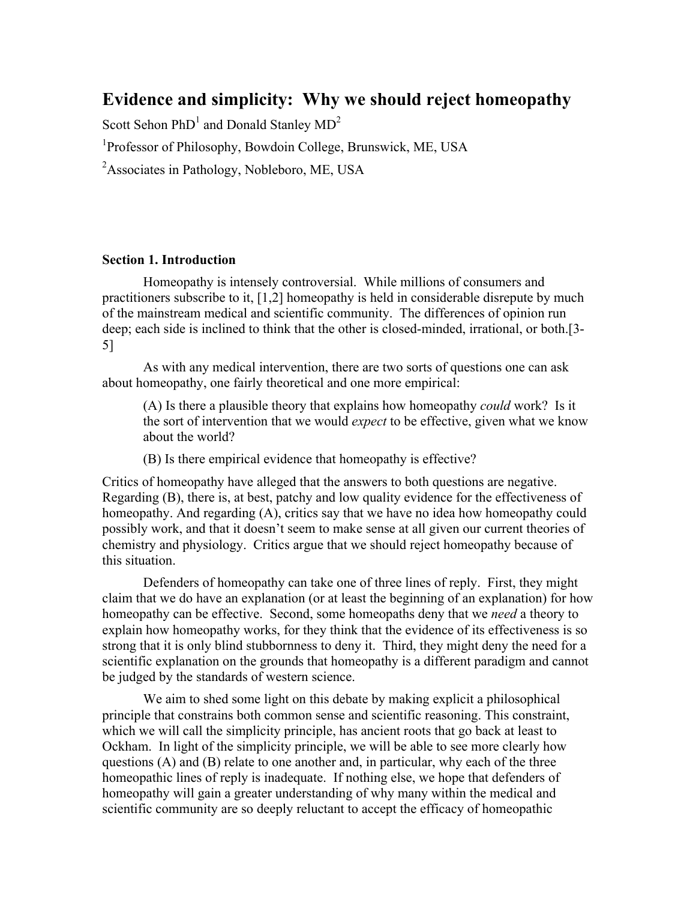# Evidence and simplicity: Why we should reject homeopathy

Scott Sehon PhD[1] and Donald Stanley MD[2]

[1]Professor of Philosophy, Bowdoin College, Brunswick, ME, USA

[2]Associates in Pathology, Nobleboro, ME, USA

## Section 1. Introduction

Homeopathy is intensely controversial. While millions of consumers and practitioners subscribe to it, [1,2] homeopathy is held in considerable disrepute by much of the mainstream medical and scientific community. The differences of opinion run deep; each side is inclined to think that the other is closed-minded, irrational, or both.[3-5]

As with any medical intervention, there are two sorts of questions one can ask about homeopathy, one fairly theoretical and one more empirical:

> (A) Is there a plausible theory that explains how homeopathy *could* work? Is it the sort of intervention that we would *expect* to be effective, given what we know about the world?
>
> (B) Is there empirical evidence that homeopathy is effective?

Critics of homeopathy have alleged that the answers to both questions are negative. Regarding (B), there is, at best, patchy and low quality evidence for the effectiveness of homeopathy. And regarding (A), critics say that we have no idea how homeopathy could possibly work, and that it doesn't seem to make sense at all given our current theories of chemistry and physiology. Critics argue that we should reject homeopathy because of this situation.

Defenders of homeopathy can take one of three lines of reply. First, they might claim that we do have an explanation (or at least the beginning of an explanation) for how homeopathy can be effective. Second, some homeopaths deny that we *need* a theory to explain how homeopathy works, for they think that the evidence of its effectiveness is so strong that it is only blind stubbornness to deny it. Third, they might deny the need for a scientific explanation on the grounds that homeopathy is a different paradigm and cannot be judged by the standards of western science.

We aim to shed some light on this debate by making explicit a philosophical principle that constrains both common sense and scientific reasoning. This constraint, which we will call the simplicity principle, has ancient roots that go back at least to Ockham. In light of the simplicity principle, we will be able to see more clearly how questions (A) and (B) relate to one another and, in particular, why each of the three homeopathic lines of reply is inadequate. If nothing else, we hope that defenders of homeopathy will gain a greater understanding of why many within the medical and scientific community are so deeply reluctant to accept the efficacy of homeopathic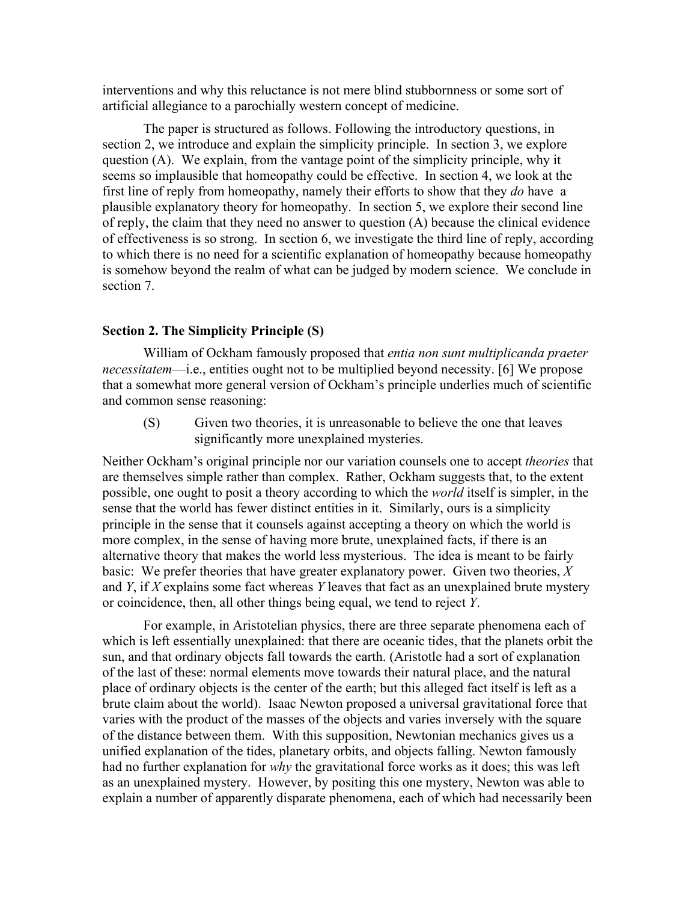interventions and why this reluctance is not mere blind stubbornness or some sort of artificial allegiance to a parochially western concept of medicine.

The paper is structured as follows. Following the introductory questions, in section 2, we introduce and explain the simplicity principle. In section 3, we explore question (A). We explain, from the vantage point of the simplicity principle, why it seems so implausible that homeopathy could be effective. In section 4, we look at the first line of reply from homeopathy, namely their efforts to show that they *do* have a plausible explanatory theory for homeopathy. In section 5, we explore their second line of reply, the claim that they need no answer to question (A) because the clinical evidence of effectiveness is so strong. In section 6, we investigate the third line of reply, according to which there is no need for a scientific explanation of homeopathy because homeopathy is somehow beyond the realm of what can be judged by modern science. We conclude in section 7.

## Section 2. The Simplicity Principle (S)

William of Ockham famously proposed that *entia non sunt multiplicanda praeter necessitatem*—i.e., entities ought not to be multiplied beyond necessity. [6] We propose that a somewhat more general version of Ockham's principle underlies much of scientific and common sense reasoning:

> (S) Given two theories, it is unreasonable to believe the one that leaves significantly more unexplained mysteries.

Neither Ockham's original principle nor our variation counsels one to accept *theories* that are themselves simple rather than complex. Rather, Ockham suggests that, to the extent possible, one ought to posit a theory according to which the *world* itself is simpler, in the sense that the world has fewer distinct entities in it. Similarly, ours is a simplicity principle in the sense that it counsels against accepting a theory on which the world is more complex, in the sense of having more brute, unexplained facts, if there is an alternative theory that makes the world less mysterious. The idea is meant to be fairly basic: We prefer theories that have greater explanatory power. Given two theories, *X* and *Y*, if *X* explains some fact whereas *Y* leaves that fact as an unexplained brute mystery or coincidence, then, all other things being equal, we tend to reject *Y*.

For example, in Aristotelian physics, there are three separate phenomena each of which is left essentially unexplained: that there are oceanic tides, that the planets orbit the sun, and that ordinary objects fall towards the earth. (Aristotle had a sort of explanation of the last of these: normal elements move towards their natural place, and the natural place of ordinary objects is the center of the earth; but this alleged fact itself is left as a brute claim about the world). Isaac Newton proposed a universal gravitational force that varies with the product of the masses of the objects and varies inversely with the square of the distance between them. With this supposition, Newtonian mechanics gives us a unified explanation of the tides, planetary orbits, and objects falling. Newton famously had no further explanation for *why* the gravitational force works as it does; this was left as an unexplained mystery. However, by positing this one mystery, Newton was able to explain a number of apparently disparate phenomena, each of which had necessarily been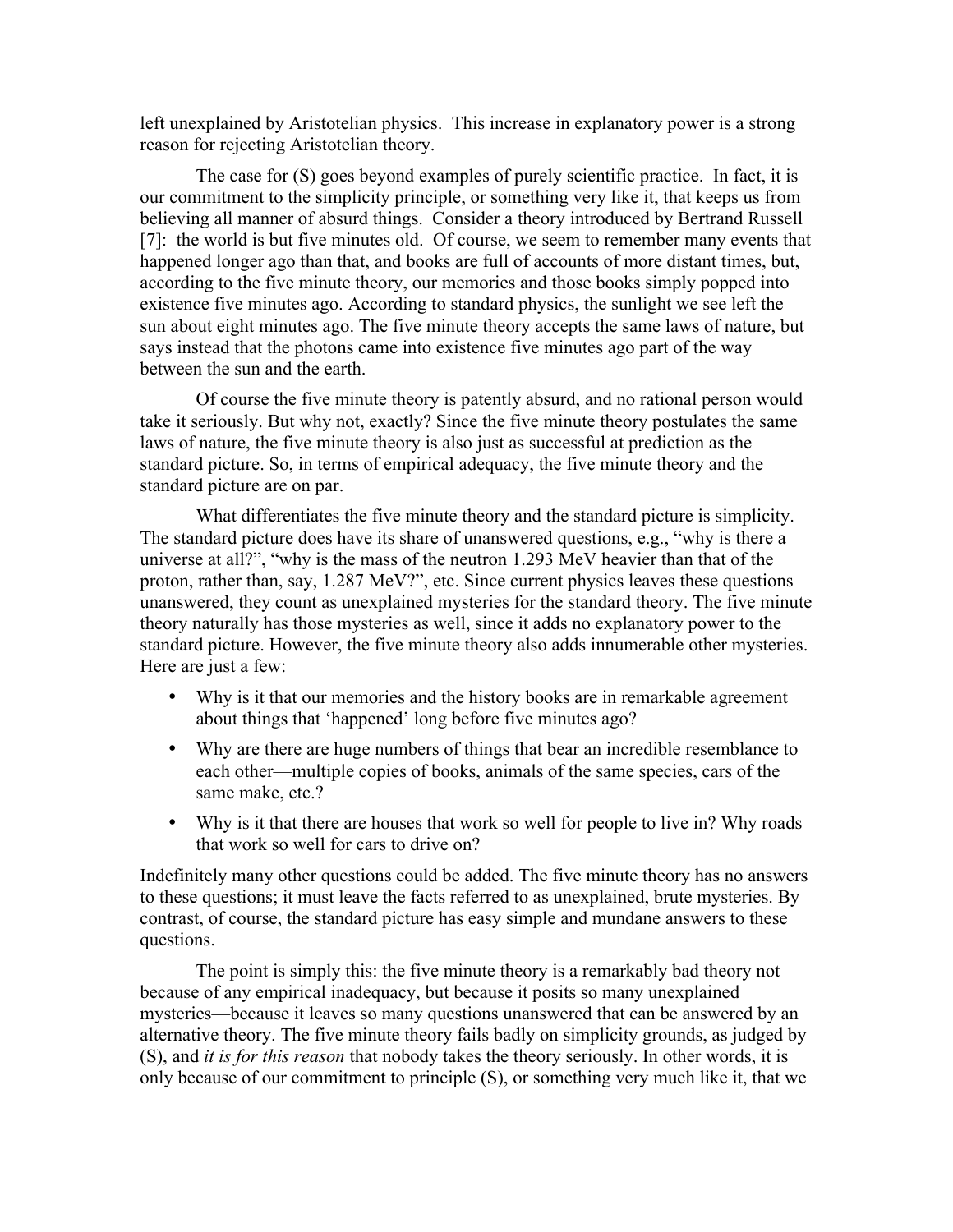left unexplained by Aristotelian physics. This increase in explanatory power is a strong reason for rejecting Aristotelian theory.

The case for (S) goes beyond examples of purely scientific practice. In fact, it is our commitment to the simplicity principle, or something very like it, that keeps us from believing all manner of absurd things. Consider a theory introduced by Bertrand Russell [7]: the world is but five minutes old. Of course, we seem to remember many events that happened longer ago than that, and books are full of accounts of more distant times, but, according to the five minute theory, our memories and those books simply popped into existence five minutes ago. According to standard physics, the sunlight we see left the sun about eight minutes ago. The five minute theory accepts the same laws of nature, but says instead that the photons came into existence five minutes ago part of the way between the sun and the earth.

Of course the five minute theory is patently absurd, and no rational person would take it seriously. But why not, exactly? Since the five minute theory postulates the same laws of nature, the five minute theory is also just as successful at prediction as the standard picture. So, in terms of empirical adequacy, the five minute theory and the standard picture are on par.

What differentiates the five minute theory and the standard picture is simplicity. The standard picture does have its share of unanswered questions, e.g., "why is there a universe at all?", "why is the mass of the neutron 1.293 MeV heavier than that of the proton, rather than, say, 1.287 MeV?", etc. Since current physics leaves these questions unanswered, they count as unexplained mysteries for the standard theory. The five minute theory naturally has those mysteries as well, since it adds no explanatory power to the standard picture. However, the five minute theory also adds innumerable other mysteries. Here are just a few:

- Why is it that our memories and the history books are in remarkable agreement about things that 'happened' long before five minutes ago?
- Why are there are huge numbers of things that bear an incredible resemblance to each other—multiple copies of books, animals of the same species, cars of the same make, etc.?
- Why is it that there are houses that work so well for people to live in? Why roads that work so well for cars to drive on?

Indefinitely many other questions could be added. The five minute theory has no answers to these questions; it must leave the facts referred to as unexplained, brute mysteries. By contrast, of course, the standard picture has easy simple and mundane answers to these questions.

The point is simply this: the five minute theory is a remarkably bad theory not because of any empirical inadequacy, but because it posits so many unexplained mysteries—because it leaves so many questions unanswered that can be answered by an alternative theory. The five minute theory fails badly on simplicity grounds, as judged by (S), and *it is for this reason* that nobody takes the theory seriously. In other words, it is only because of our commitment to principle (S), or something very much like it, that we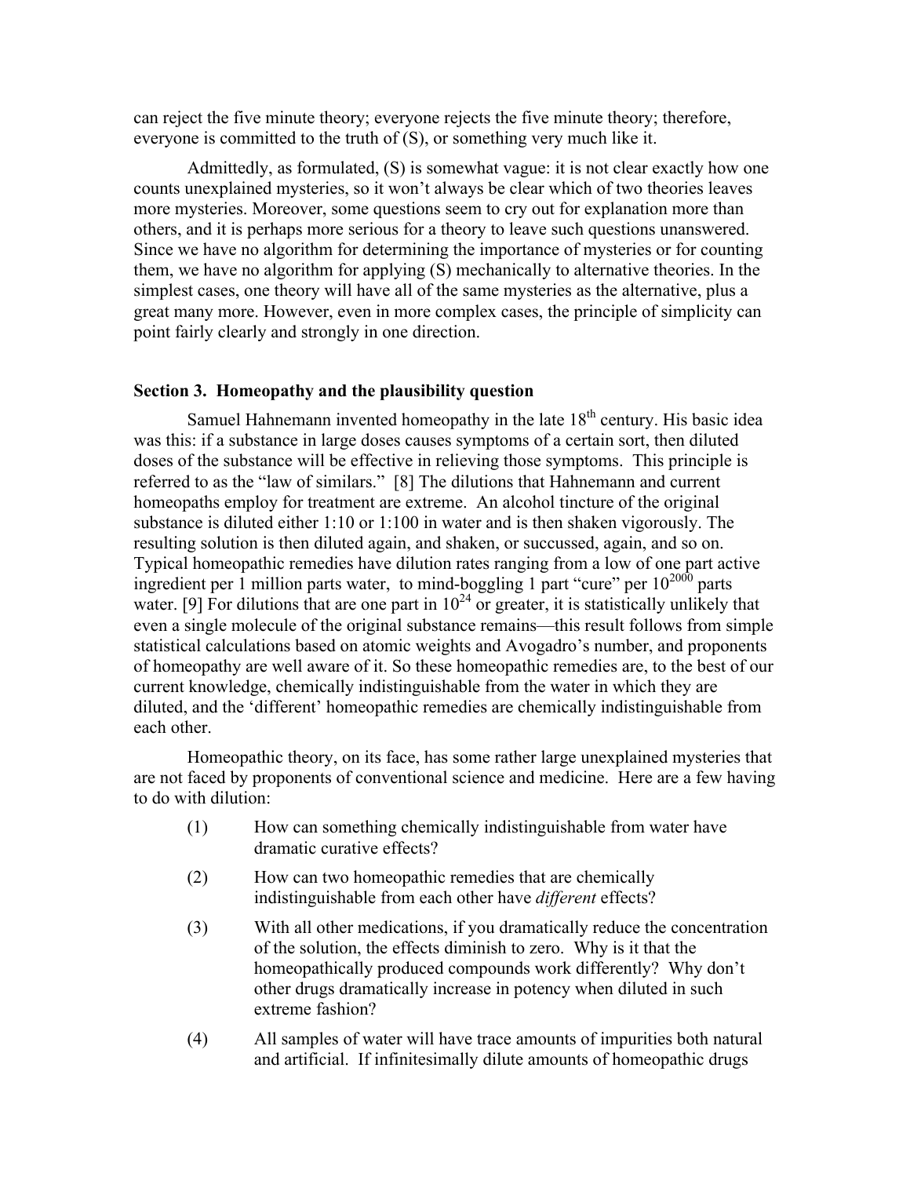can reject the five minute theory; everyone rejects the five minute theory; therefore, everyone is committed to the truth of (S), or something very much like it.

Admittedly, as formulated, (S) is somewhat vague: it is not clear exactly how one counts unexplained mysteries, so it won't always be clear which of two theories leaves more mysteries. Moreover, some questions seem to cry out for explanation more than others, and it is perhaps more serious for a theory to leave such questions unanswered. Since we have no algorithm for determining the importance of mysteries or for counting them, we have no algorithm for applying (S) mechanically to alternative theories. In the simplest cases, one theory will have all of the same mysteries as the alternative, plus a great many more. However, even in more complex cases, the principle of simplicity can point fairly clearly and strongly in one direction.

### Section 3. Homeopathy and the plausibility question

Samuel Hahnemann invented homeopathy in the late 18th century. His basic idea was this: if a substance in large doses causes symptoms of a certain sort, then diluted doses of the substance will be effective in relieving those symptoms. This principle is referred to as the "law of similars." [8] The dilutions that Hahnemann and current homeopaths employ for treatment are extreme. An alcohol tincture of the original substance is diluted either 1:10 or 1:100 in water and is then shaken vigorously. The resulting solution is then diluted again, and shaken, or succussed, again, and so on. Typical homeopathic remedies have dilution rates ranging from a low of one part active ingredient per 1 million parts water, to mind-boggling 1 part "cure" per $10^{2000}$ parts water. [9] For dilutions that are one part in $10^{24}$ or greater, it is statistically unlikely that even a single molecule of the original substance remains—this result follows from simple statistical calculations based on atomic weights and Avogadro's number, and proponents of homeopathy are well aware of it. So these homeopathic remedies are, to the best of our current knowledge, chemically indistinguishable from the water in which they are diluted, and the 'different' homeopathic remedies are chemically indistinguishable from each other.

Homeopathic theory, on its face, has some rather large unexplained mysteries that are not faced by proponents of conventional science and medicine. Here are a few having to do with dilution:

(1) How can something chemically indistinguishable from water have dramatic curative effects?

(2) How can two homeopathic remedies that are chemically indistinguishable from each other have *different* effects?

(3) With all other medications, if you dramatically reduce the concentration of the solution, the effects diminish to zero. Why is it that the homeopathically produced compounds work differently? Why don't other drugs dramatically increase in potency when diluted in such extreme fashion?

(4) All samples of water will have trace amounts of impurities both natural and artificial. If infinitesimally dilute amounts of homeopathic drugs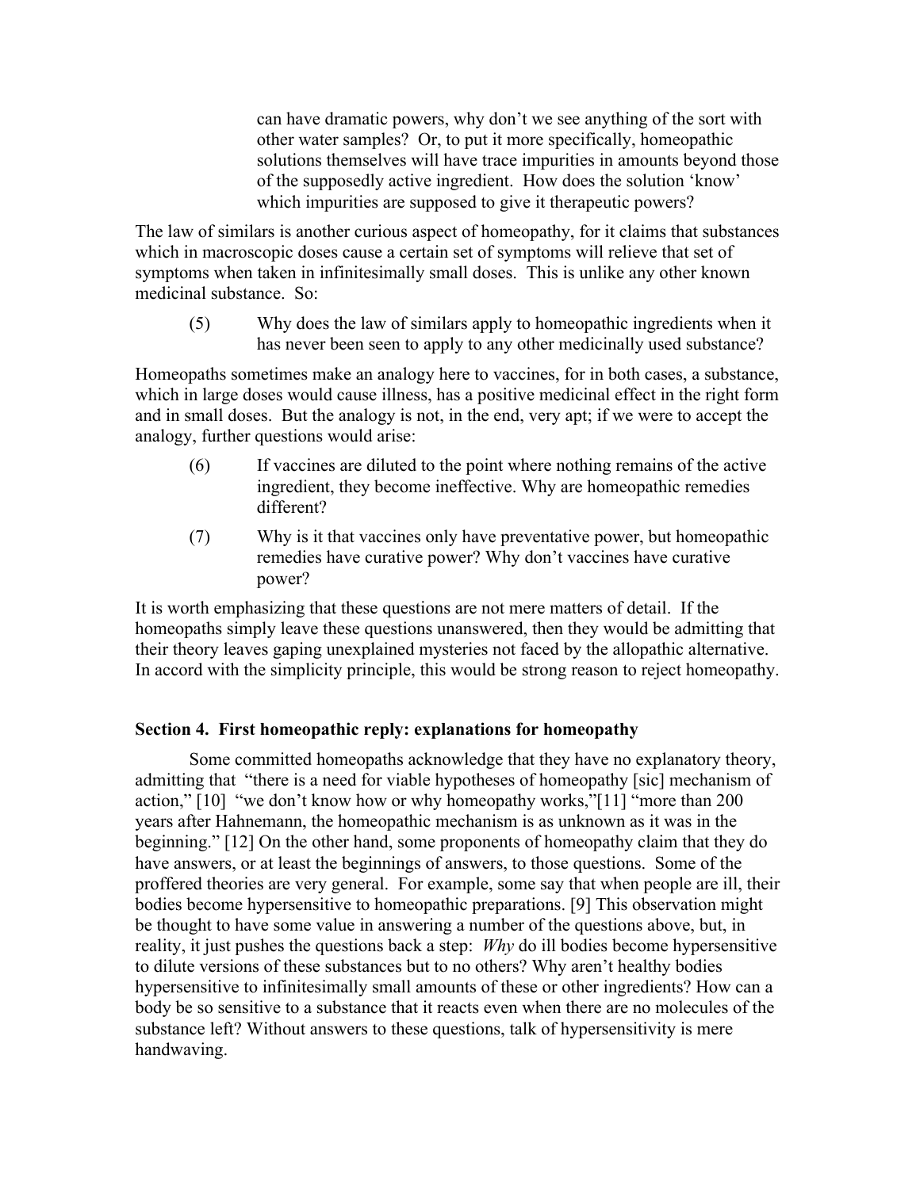> can have dramatic powers, why don't we see anything of the sort with other water samples? Or, to put it more specifically, homeopathic solutions themselves will have trace impurities in amounts beyond those of the supposedly active ingredient. How does the solution 'know' which impurities are supposed to give it therapeutic powers?

The law of similars is another curious aspect of homeopathy, for it claims that substances which in macroscopic doses cause a certain set of symptoms will relieve that set of symptoms when taken in infinitesimally small doses. This is unlike any other known medicinal substance. So:

> (5) Why does the law of similars apply to homeopathic ingredients when it has never been seen to apply to any other medicinally used substance?

Homeopaths sometimes make an analogy here to vaccines, for in both cases, a substance, which in large doses would cause illness, has a positive medicinal effect in the right form and in small doses. But the analogy is not, in the end, very apt; if we were to accept the analogy, further questions would arise:

> (6) If vaccines are diluted to the point where nothing remains of the active ingredient, they become ineffective. Why are homeopathic remedies different?
>
> (7) Why is it that vaccines only have preventative power, but homeopathic remedies have curative power? Why don't vaccines have curative power?

It is worth emphasizing that these questions are not mere matters of detail. If the homeopaths simply leave these questions unanswered, then they would be admitting that their theory leaves gaping unexplained mysteries not faced by the allopathic alternative. In accord with the simplicity principle, this would be strong reason to reject homeopathy.

### Section 4. First homeopathic reply: explanations for homeopathy

Some committed homeopaths acknowledge that they have no explanatory theory, admitting that "there is a need for viable hypotheses of homeopathy [sic] mechanism of action," [10] "we don't know how or why homeopathy works,"[11] "more than 200 years after Hahnemann, the homeopathic mechanism is as unknown as it was in the beginning." [12] On the other hand, some proponents of homeopathy claim that they do have answers, or at least the beginnings of answers, to those questions. Some of the proffered theories are very general. For example, some say that when people are ill, their bodies become hypersensitive to homeopathic preparations. [9] This observation might be thought to have some value in answering a number of the questions above, but, in reality, it just pushes the questions back a step: *Why* do ill bodies become hypersensitive to dilute versions of these substances but to no others? Why aren't healthy bodies hypersensitive to infinitesimally small amounts of these or other ingredients? How can a body be so sensitive to a substance that it reacts even when there are no molecules of the substance left? Without answers to these questions, talk of hypersensitivity is mere handwaving.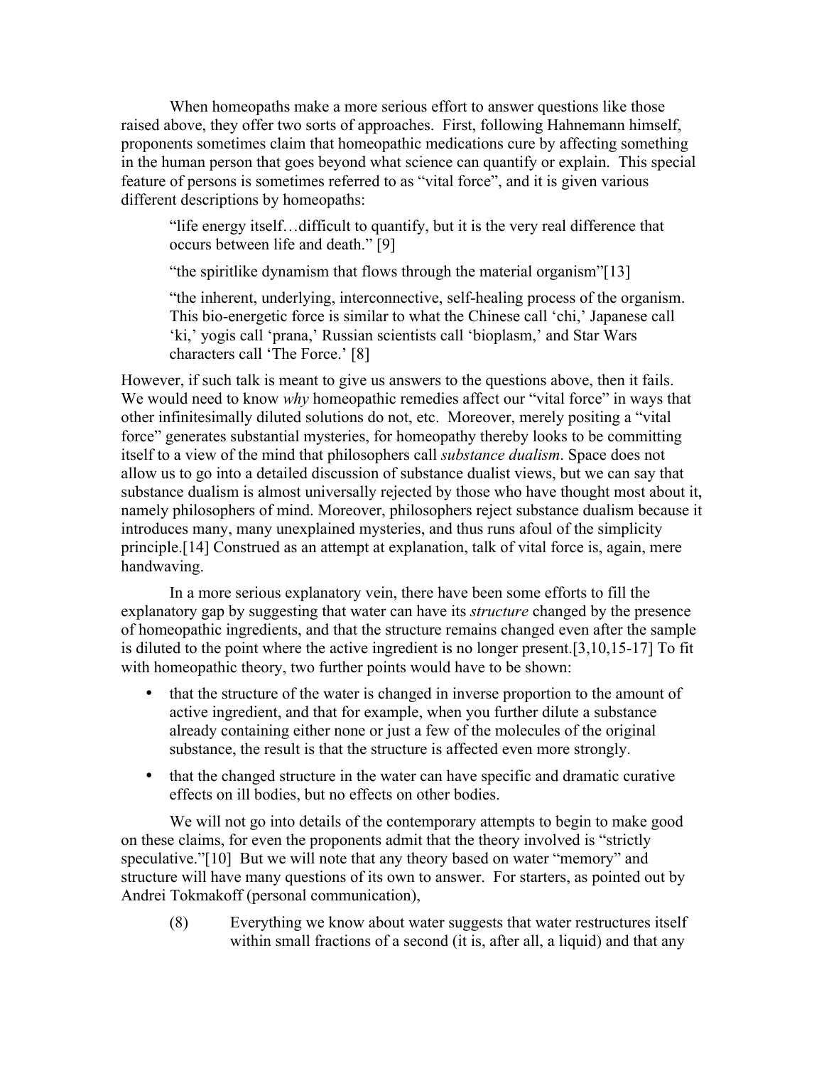When homeopaths make a more serious effort to answer questions like those raised above, they offer two sorts of approaches. First, following Hahnemann himself, proponents sometimes claim that homeopathic medications cure by affecting something in the human person that goes beyond what science can quantify or explain. This special feature of persons is sometimes referred to as "vital force", and it is given various different descriptions by homeopaths:

> "life energy itself…difficult to quantify, but it is the very real difference that occurs between life and death." [9]
>
> "the spiritlike dynamism that flows through the material organism"[13]
>
> "the inherent, underlying, interconnective, self-healing process of the organism. This bio-energetic force is similar to what the Chinese call 'chi,' Japanese call 'ki,' yogis call 'prana,' Russian scientists call 'bioplasm,' and Star Wars characters call 'The Force.' [8]

However, if such talk is meant to give us answers to the questions above, then it fails. We would need to know *why* homeopathic remedies affect our "vital force" in ways that other infinitesimally diluted solutions do not, etc. Moreover, merely positing a "vital force" generates substantial mysteries, for homeopathy thereby looks to be committing itself to a view of the mind that philosophers call *substance dualism*. Space does not allow us to go into a detailed discussion of substance dualist views, but we can say that substance dualism is almost universally rejected by those who have thought most about it, namely philosophers of mind. Moreover, philosophers reject substance dualism because it introduces many, many unexplained mysteries, and thus runs afoul of the simplicity principle.[14] Construed as an attempt at explanation, talk of vital force is, again, mere handwaving.

In a more serious explanatory vein, there have been some efforts to fill the explanatory gap by suggesting that water can have its *structure* changed by the presence of homeopathic ingredients, and that the structure remains changed even after the sample is diluted to the point where the active ingredient is no longer present.[3,10,15-17] To fit with homeopathic theory, two further points would have to be shown:

- that the structure of the water is changed in inverse proportion to the amount of active ingredient, and that for example, when you further dilute a substance already containing either none or just a few of the molecules of the original substance, the result is that the structure is affected even more strongly.
- that the changed structure in the water can have specific and dramatic curative effects on ill bodies, but no effects on other bodies.

We will not go into details of the contemporary attempts to begin to make good on these claims, for even the proponents admit that the theory involved is "strictly speculative."[10] But we will note that any theory based on water "memory" and structure will have many questions of its own to answer. For starters, as pointed out by Andrei Tokmakoff (personal communication),

(8) Everything we know about water suggests that water restructures itself within small fractions of a second (it is, after all, a liquid) and that any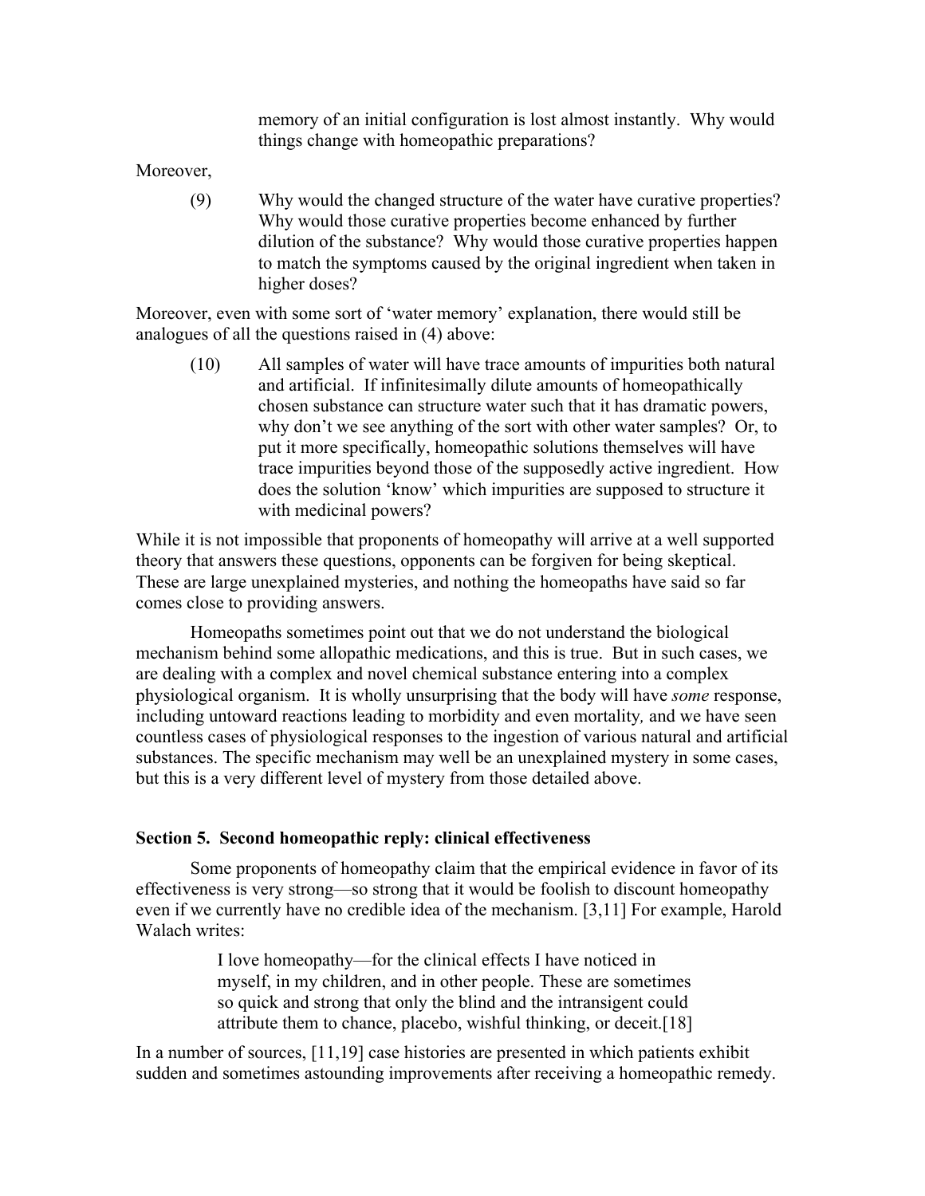memory of an initial configuration is lost almost instantly. Why would things change with homeopathic preparations?

Moreover,

(9) Why would the changed structure of the water have curative properties? Why would those curative properties become enhanced by further dilution of the substance? Why would those curative properties happen to match the symptoms caused by the original ingredient when taken in higher doses?

Moreover, even with some sort of 'water memory' explanation, there would still be analogues of all the questions raised in (4) above:

(10) All samples of water will have trace amounts of impurities both natural and artificial. If infinitesimally dilute amounts of homeopathically chosen substance can structure water such that it has dramatic powers, why don't we see anything of the sort with other water samples? Or, to put it more specifically, homeopathic solutions themselves will have trace impurities beyond those of the supposedly active ingredient. How does the solution 'know' which impurities are supposed to structure it with medicinal powers?

While it is not impossible that proponents of homeopathy will arrive at a well supported theory that answers these questions, opponents can be forgiven for being skeptical. These are large unexplained mysteries, and nothing the homeopaths have said so far comes close to providing answers.

Homeopaths sometimes point out that we do not understand the biological mechanism behind some allopathic medications, and this is true. But in such cases, we are dealing with a complex and novel chemical substance entering into a complex physiological organism. It is wholly unsurprising that the body will have *some* response, including untoward reactions leading to morbidity and even mortality, and we have seen countless cases of physiological responses to the ingestion of various natural and artificial substances. The specific mechanism may well be an unexplained mystery in some cases, but this is a very different level of mystery from those detailed above.

### Section 5. Second homeopathic reply: clinical effectiveness

Some proponents of homeopathy claim that the empirical evidence in favor of its effectiveness is very strong—so strong that it would be foolish to discount homeopathy even if we currently have no credible idea of the mechanism. [3,11] For example, Harold Walach writes:

> I love homeopathy—for the clinical effects I have noticed in myself, in my children, and in other people. These are sometimes so quick and strong that only the blind and the intransigent could attribute them to chance, placebo, wishful thinking, or deceit.[18]

In a number of sources, [11,19] case histories are presented in which patients exhibit sudden and sometimes astounding improvements after receiving a homeopathic remedy.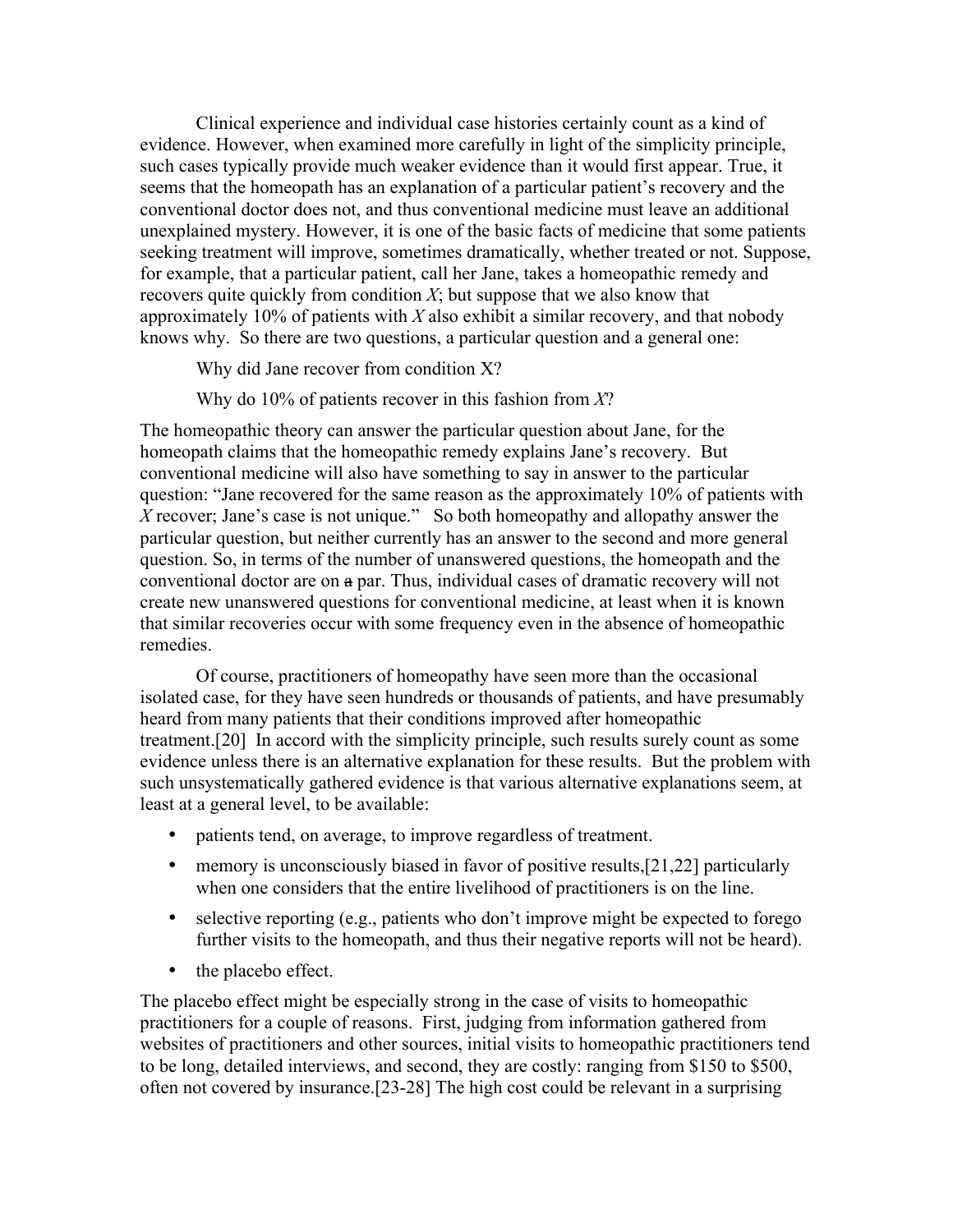Clinical experience and individual case histories certainly count as a kind of evidence. However, when examined more carefully in light of the simplicity principle, such cases typically provide much weaker evidence than it would first appear. True, it seems that the homeopath has an explanation of a particular patient's recovery and the conventional doctor does not, and thus conventional medicine must leave an additional unexplained mystery. However, it is one of the basic facts of medicine that some patients seeking treatment will improve, sometimes dramatically, whether treated or not. Suppose, for example, that a particular patient, call her Jane, takes a homeopathic remedy and recovers quite quickly from condition *X*; but suppose that we also know that approximately 10% of patients with *X* also exhibit a similar recovery, and that nobody knows why. So there are two questions, a particular question and a general one:

Why did Jane recover from condition X?

Why do 10% of patients recover in this fashion from *X*?

The homeopathic theory can answer the particular question about Jane, for the homeopath claims that the homeopathic remedy explains Jane's recovery. But conventional medicine will also have something to say in answer to the particular question: "Jane recovered for the same reason as the approximately 10% of patients with *X* recover; Jane's case is not unique." So both homeopathy and allopathy answer the particular question, but neither currently has an answer to the second and more general question. So, in terms of the number of unanswered questions, the homeopath and the conventional doctor are on ~~a~~ par. Thus, individual cases of dramatic recovery will not create new unanswered questions for conventional medicine, at least when it is known that similar recoveries occur with some frequency even in the absence of homeopathic remedies.

Of course, practitioners of homeopathy have seen more than the occasional isolated case, for they have seen hundreds or thousands of patients, and have presumably heard from many patients that their conditions improved after homeopathic treatment.[20] In accord with the simplicity principle, such results surely count as some evidence unless there is an alternative explanation for these results. But the problem with such unsystematically gathered evidence is that various alternative explanations seem, at least at a general level, to be available:

- patients tend, on average, to improve regardless of treatment.
- memory is unconsciously biased in favor of positive results,[21,22] particularly when one considers that the entire livelihood of practitioners is on the line.
- selective reporting (e.g., patients who don't improve might be expected to forego further visits to the homeopath, and thus their negative reports will not be heard).
- the placebo effect.

The placebo effect might be especially strong in the case of visits to homeopathic practitioners for a couple of reasons. First, judging from information gathered from websites of practitioners and other sources, initial visits to homeopathic practitioners tend to be long, detailed interviews, and second, they are costly: ranging from $150 to $500, often not covered by insurance.[23-28] The high cost could be relevant in a surprising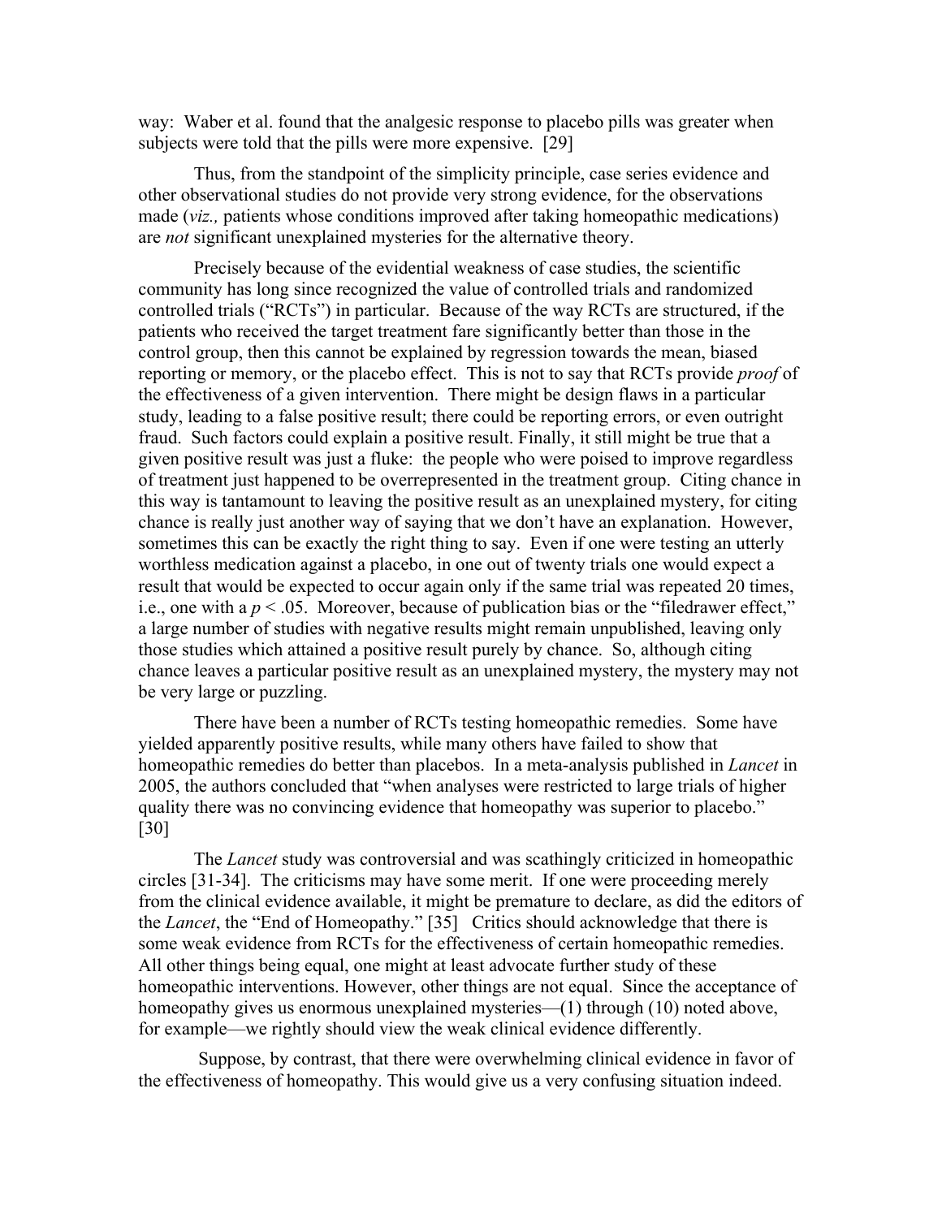way: Waber et al. found that the analgesic response to placebo pills was greater when subjects were told that the pills were more expensive. [29]

Thus, from the standpoint of the simplicity principle, case series evidence and other observational studies do not provide very strong evidence, for the observations made (*viz.,* patients whose conditions improved after taking homeopathic medications) are *not* significant unexplained mysteries for the alternative theory.

Precisely because of the evidential weakness of case studies, the scientific community has long since recognized the value of controlled trials and randomized controlled trials ("RCTs") in particular. Because of the way RCTs are structured, if the patients who received the target treatment fare significantly better than those in the control group, then this cannot be explained by regression towards the mean, biased reporting or memory, or the placebo effect. This is not to say that RCTs provide *proof* of the effectiveness of a given intervention. There might be design flaws in a particular study, leading to a false positive result; there could be reporting errors, or even outright fraud. Such factors could explain a positive result. Finally, it still might be true that a given positive result was just a fluke: the people who were poised to improve regardless of treatment just happened to be overrepresented in the treatment group. Citing chance in this way is tantamount to leaving the positive result as an unexplained mystery, for citing chance is really just another way of saying that we don't have an explanation. However, sometimes this can be exactly the right thing to say. Even if one were testing an utterly worthless medication against a placebo, in one out of twenty trials one would expect a result that would be expected to occur again only if the same trial was repeated 20 times, i.e., one with a $p < .05$. Moreover, because of publication bias or the "filedrawer effect," a large number of studies with negative results might remain unpublished, leaving only those studies which attained a positive result purely by chance. So, although citing chance leaves a particular positive result as an unexplained mystery, the mystery may not be very large or puzzling.

There have been a number of RCTs testing homeopathic remedies. Some have yielded apparently positive results, while many others have failed to show that homeopathic remedies do better than placebos. In a meta-analysis published in *Lancet* in 2005, the authors concluded that "when analyses were restricted to large trials of higher quality there was no convincing evidence that homeopathy was superior to placebo." [30]

The *Lancet* study was controversial and was scathingly criticized in homeopathic circles [31-34]. The criticisms may have some merit. If one were proceeding merely from the clinical evidence available, it might be premature to declare, as did the editors of the *Lancet*, the "End of Homeopathy." [35] Critics should acknowledge that there is some weak evidence from RCTs for the effectiveness of certain homeopathic remedies. All other things being equal, one might at least advocate further study of these homeopathic interventions. However, other things are not equal. Since the acceptance of homeopathy gives us enormous unexplained mysteries—(1) through (10) noted above, for example—we rightly should view the weak clinical evidence differently.

Suppose, by contrast, that there were overwhelming clinical evidence in favor of the effectiveness of homeopathy. This would give us a very confusing situation indeed.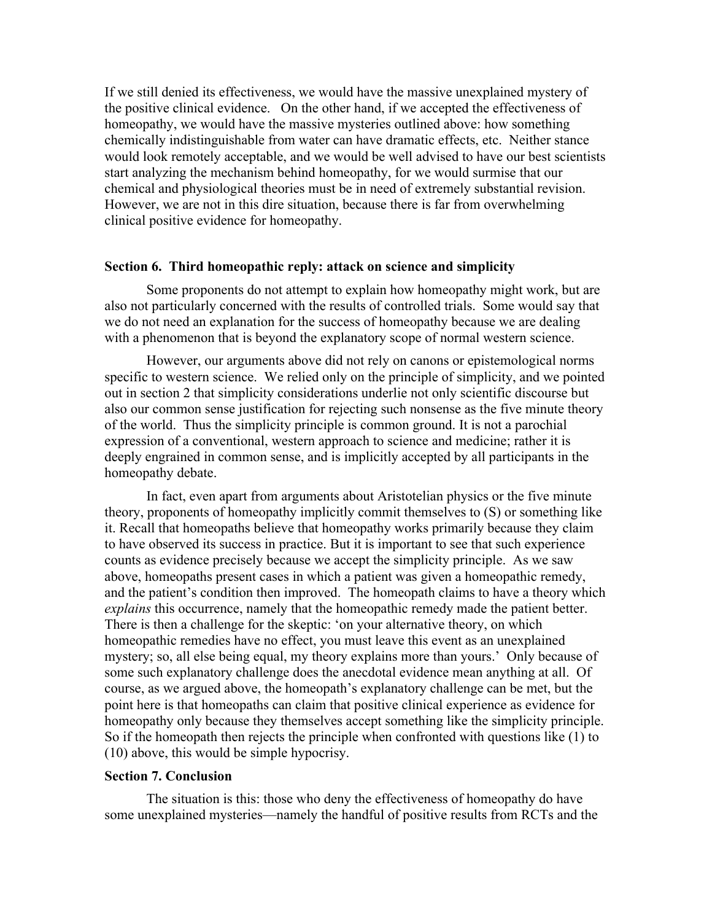If we still denied its effectiveness, we would have the massive unexplained mystery of the positive clinical evidence. On the other hand, if we accepted the effectiveness of homeopathy, we would have the massive mysteries outlined above: how something chemically indistinguishable from water can have dramatic effects, etc. Neither stance would look remotely acceptable, and we would be well advised to have our best scientists start analyzing the mechanism behind homeopathy, for we would surmise that our chemical and physiological theories must be in need of extremely substantial revision. However, we are not in this dire situation, because there is far from overwhelming clinical positive evidence for homeopathy.

### Section 6. Third homeopathic reply: attack on science and simplicity

Some proponents do not attempt to explain how homeopathy might work, but are also not particularly concerned with the results of controlled trials. Some would say that we do not need an explanation for the success of homeopathy because we are dealing with a phenomenon that is beyond the explanatory scope of normal western science.

However, our arguments above did not rely on canons or epistemological norms specific to western science. We relied only on the principle of simplicity, and we pointed out in section 2 that simplicity considerations underlie not only scientific discourse but also our common sense justification for rejecting such nonsense as the five minute theory of the world. Thus the simplicity principle is common ground. It is not a parochial expression of a conventional, western approach to science and medicine; rather it is deeply engrained in common sense, and is implicitly accepted by all participants in the homeopathy debate.

In fact, even apart from arguments about Aristotelian physics or the five minute theory, proponents of homeopathy implicitly commit themselves to (S) or something like it. Recall that homeopaths believe that homeopathy works primarily because they claim to have observed its success in practice. But it is important to see that such experience counts as evidence precisely because we accept the simplicity principle. As we saw above, homeopaths present cases in which a patient was given a homeopathic remedy, and the patient's condition then improved. The homeopath claims to have a theory which *explains* this occurrence, namely that the homeopathic remedy made the patient better. There is then a challenge for the skeptic: 'on your alternative theory, on which homeopathic remedies have no effect, you must leave this event as an unexplained mystery; so, all else being equal, my theory explains more than yours.' Only because of some such explanatory challenge does the anecdotal evidence mean anything at all. Of course, as we argued above, the homeopath's explanatory challenge can be met, but the point here is that homeopaths can claim that positive clinical experience as evidence for homeopathy only because they themselves accept something like the simplicity principle. So if the homeopath then rejects the principle when confronted with questions like (1) to (10) above, this would be simple hypocrisy.

### Section 7. Conclusion

The situation is this: those who deny the effectiveness of homeopathy do have some unexplained mysteries—namely the handful of positive results from RCTs and the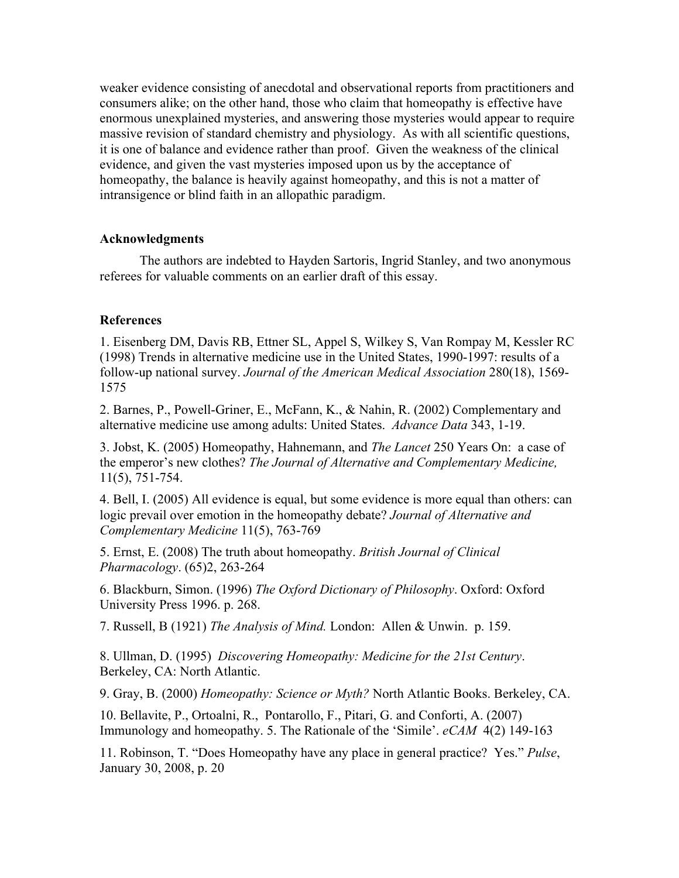weaker evidence consisting of anecdotal and observational reports from practitioners and consumers alike; on the other hand, those who claim that homeopathy is effective have enormous unexplained mysteries, and answering those mysteries would appear to require massive revision of standard chemistry and physiology. As with all scientific questions, it is one of balance and evidence rather than proof. Given the weakness of the clinical evidence, and given the vast mysteries imposed upon us by the acceptance of homeopathy, the balance is heavily against homeopathy, and this is not a matter of intransigence or blind faith in an allopathic paradigm.

**Acknowledgments**

The authors are indebted to Hayden Sartoris, Ingrid Stanley, and two anonymous referees for valuable comments on an earlier draft of this essay.

**References**

1. Eisenberg DM, Davis RB, Ettner SL, Appel S, Wilkey S, Van Rompay M, Kessler RC (1998) Trends in alternative medicine use in the United States, 1990-1997: results of a follow-up national survey. *Journal of the American Medical Association* 280(18), 1569-1575

2. Barnes, P., Powell-Griner, E., McFann, K., & Nahin, R. (2002) Complementary and alternative medicine use among adults: United States. *Advance Data* 343, 1-19.

3. Jobst, K. (2005) Homeopathy, Hahnemann, and *The Lancet* 250 Years On: a case of the emperor's new clothes? *The Journal of Alternative and Complementary Medicine,* 11(5), 751-754.

4. Bell, I. (2005) All evidence is equal, but some evidence is more equal than others: can logic prevail over emotion in the homeopathy debate? *Journal of Alternative and Complementary Medicine* 11(5), 763-769

5. Ernst, E. (2008) The truth about homeopathy. *British Journal of Clinical Pharmacology*. (65)2, 263-264

6. Blackburn, Simon. (1996) *The Oxford Dictionary of Philosophy*. Oxford: Oxford University Press 1996. p. 268.

7. Russell, B (1921) *The Analysis of Mind.* London: Allen & Unwin. p. 159.

8. Ullman, D. (1995) *Discovering Homeopathy: Medicine for the 21st Century*. Berkeley, CA: North Atlantic.

9. Gray, B. (2000) *Homeopathy: Science or Myth?* North Atlantic Books. Berkeley, CA.

10. Bellavite, P., Ortoalni, R., Pontarollo, F., Pitari, G. and Conforti, A. (2007) Immunology and homeopathy. 5. The Rationale of the 'Simile'. *eCAM* 4(2) 149-163

11. Robinson, T. "Does Homeopathy have any place in general practice? Yes." *Pulse*, January 30, 2008, p. 20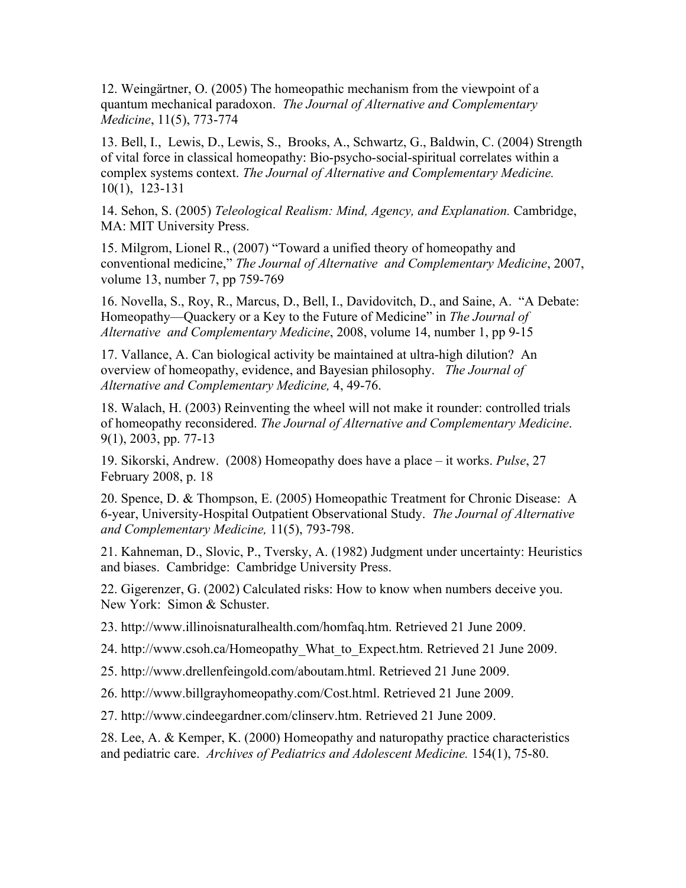12. Weingärtner, O. (2005) The homeopathic mechanism from the viewpoint of a quantum mechanical paradoxon. *The Journal of Alternative and Complementary Medicine*, 11(5), 773-774

13. Bell, I., Lewis, D., Lewis, S., Brooks, A., Schwartz, G., Baldwin, C. (2004) Strength of vital force in classical homeopathy: Bio-psycho-social-spiritual correlates within a complex systems context. *The Journal of Alternative and Complementary Medicine.* 10(1), 123-131

14. Sehon, S. (2005) *Teleological Realism: Mind, Agency, and Explanation.* Cambridge, MA: MIT University Press.

15. Milgrom, Lionel R., (2007) "Toward a unified theory of homeopathy and conventional medicine," *The Journal of Alternative and Complementary Medicine*, 2007, volume 13, number 7, pp 759-769

16. Novella, S., Roy, R., Marcus, D., Bell, I., Davidovitch, D., and Saine, A. "A Debate: Homeopathy—Quackery or a Key to the Future of Medicine" in *The Journal of Alternative and Complementary Medicine*, 2008, volume 14, number 1, pp 9-15

17. Vallance, A. Can biological activity be maintained at ultra-high dilution? An overview of homeopathy, evidence, and Bayesian philosophy. *The Journal of Alternative and Complementary Medicine,* 4, 49-76.

18. Walach, H. (2003) Reinventing the wheel will not make it rounder: controlled trials of homeopathy reconsidered. *The Journal of Alternative and Complementary Medicine*. 9(1), 2003, pp. 77-13

19. Sikorski, Andrew. (2008) Homeopathy does have a place – it works. *Pulse*, 27 February 2008, p. 18

20. Spence, D. & Thompson, E. (2005) Homeopathic Treatment for Chronic Disease: A 6-year, University-Hospital Outpatient Observational Study. *The Journal of Alternative and Complementary Medicine,* 11(5), 793-798.

21. Kahneman, D., Slovic, P., Tversky, A. (1982) Judgment under uncertainty: Heuristics and biases. Cambridge: Cambridge University Press.

22. Gigerenzer, G. (2002) Calculated risks: How to know when numbers deceive you. New York: Simon & Schuster.

23. http://www.illinoisnaturalhealth.com/homfaq.htm. Retrieved 21 June 2009.

24. http://www.csoh.ca/Homeopathy_What_to_Expect.htm. Retrieved 21 June 2009.

25. http://www.drellenfeingold.com/aboutam.html. Retrieved 21 June 2009.

26. http://www.billgrayhomeopathy.com/Cost.html. Retrieved 21 June 2009.

27. http://www.cindeegardner.com/clinserv.htm. Retrieved 21 June 2009.

28. Lee, A. & Kemper, K. (2000) Homeopathy and naturopathy practice characteristics and pediatric care. *Archives of Pediatrics and Adolescent Medicine.* 154(1), 75-80.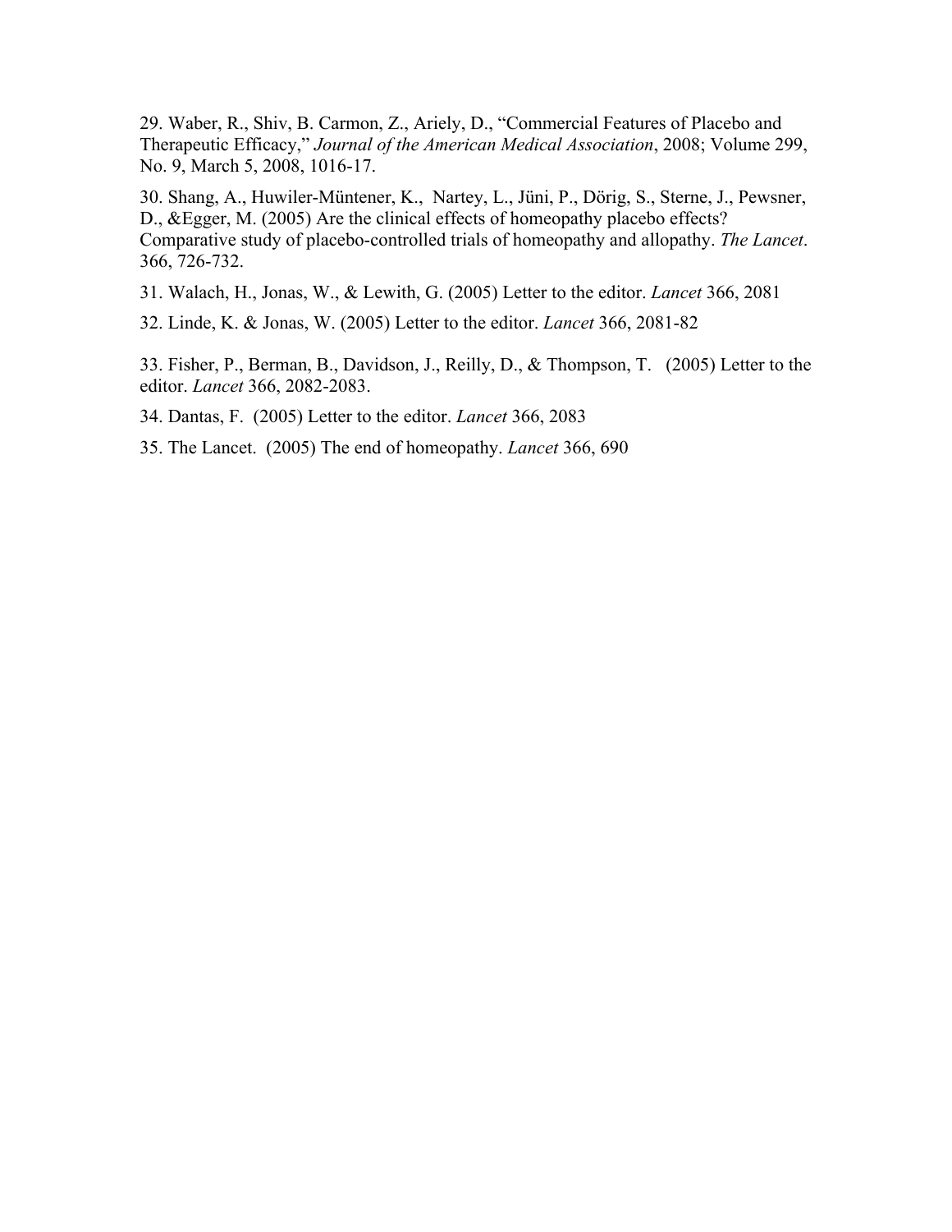29. Waber, R., Shiv, B. Carmon, Z., Ariely, D., "Commercial Features of Placebo and Therapeutic Efficacy," *Journal of the American Medical Association*, 2008; Volume 299, No. 9, March 5, 2008, 1016-17.

30. Shang, A., Huwiler-Müntener, K., Nartey, L., Jüni, P., Dörig, S., Sterne, J., Pewsner, D., &Egger, M. (2005) Are the clinical effects of homeopathy placebo effects? Comparative study of placebo-controlled trials of homeopathy and allopathy. *The Lancet*. 366, 726-732.

31. Walach, H., Jonas, W., & Lewith, G. (2005) Letter to the editor. *Lancet* 366, 2081

32. Linde, K. & Jonas, W. (2005) Letter to the editor. *Lancet* 366, 2081-82

33. Fisher, P., Berman, B., Davidson, J., Reilly, D., & Thompson, T. (2005) Letter to the editor. *Lancet* 366, 2082-2083.

34. Dantas, F. (2005) Letter to the editor. *Lancet* 366, 2083

35. The Lancet. (2005) The end of homeopathy. *Lancet* 366, 690